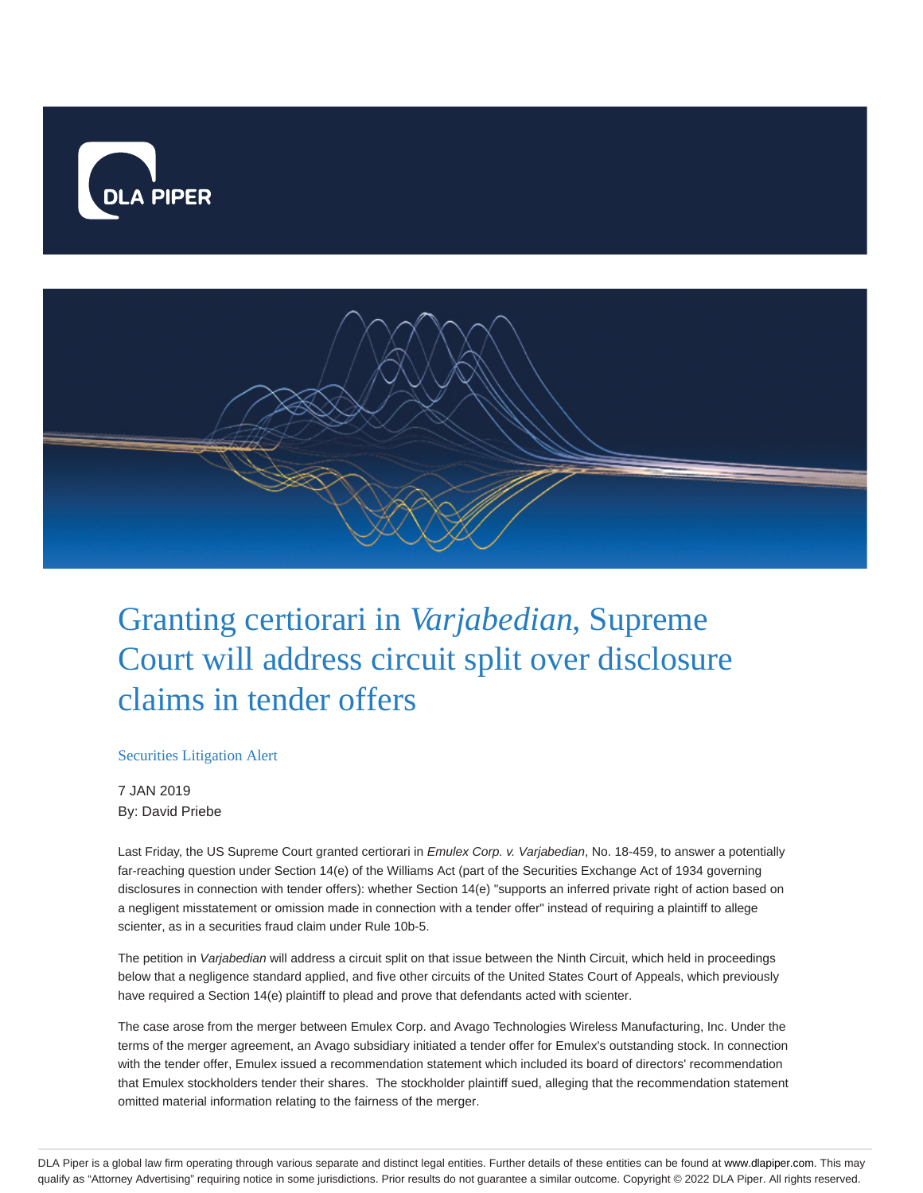# Granting certiorari in *Varjabedian,* Supreme Court will address circuit split over disclosure claims in tender offers

Securities Litigation Alert

7 JAN 2019

By: David Priebe

Last Friday, the US Supreme Court granted certiorari in *Emulex Corp. v. Varjabedian*, No. 18-459, to answer a potentially far-reaching question under Section 14(e) of the Williams Act (part of the Securities Exchange Act of 1934 governing disclosures in connection with tender offers): whether Section 14(e) "supports an inferred private right of action based on a negligent misstatement or omission made in connection with a tender offer" instead of requiring a plaintiff to allege scienter, as in a securities fraud claim under Rule 10b-5.

The petition in *Varjabedian* will address a circuit split on that issue between the Ninth Circuit, which held in proceedings below that a negligence standard applied, and five other circuits of the United States Court of Appeals, which previously have required a Section 14(e) plaintiff to plead and prove that defendants acted with scienter.

The case arose from the merger between Emulex Corp. and Avago Technologies Wireless Manufacturing, Inc. Under the terms of the merger agreement, an Avago subsidiary initiated a tender offer for Emulex's outstanding stock. In connection with the tender offer, Emulex issued a recommendation statement which included its board of directors' recommendation that Emulex stockholders tender their shares. The stockholder plaintiff sued, alleging that the recommendation statement omitted material information relating to the fairness of the merger.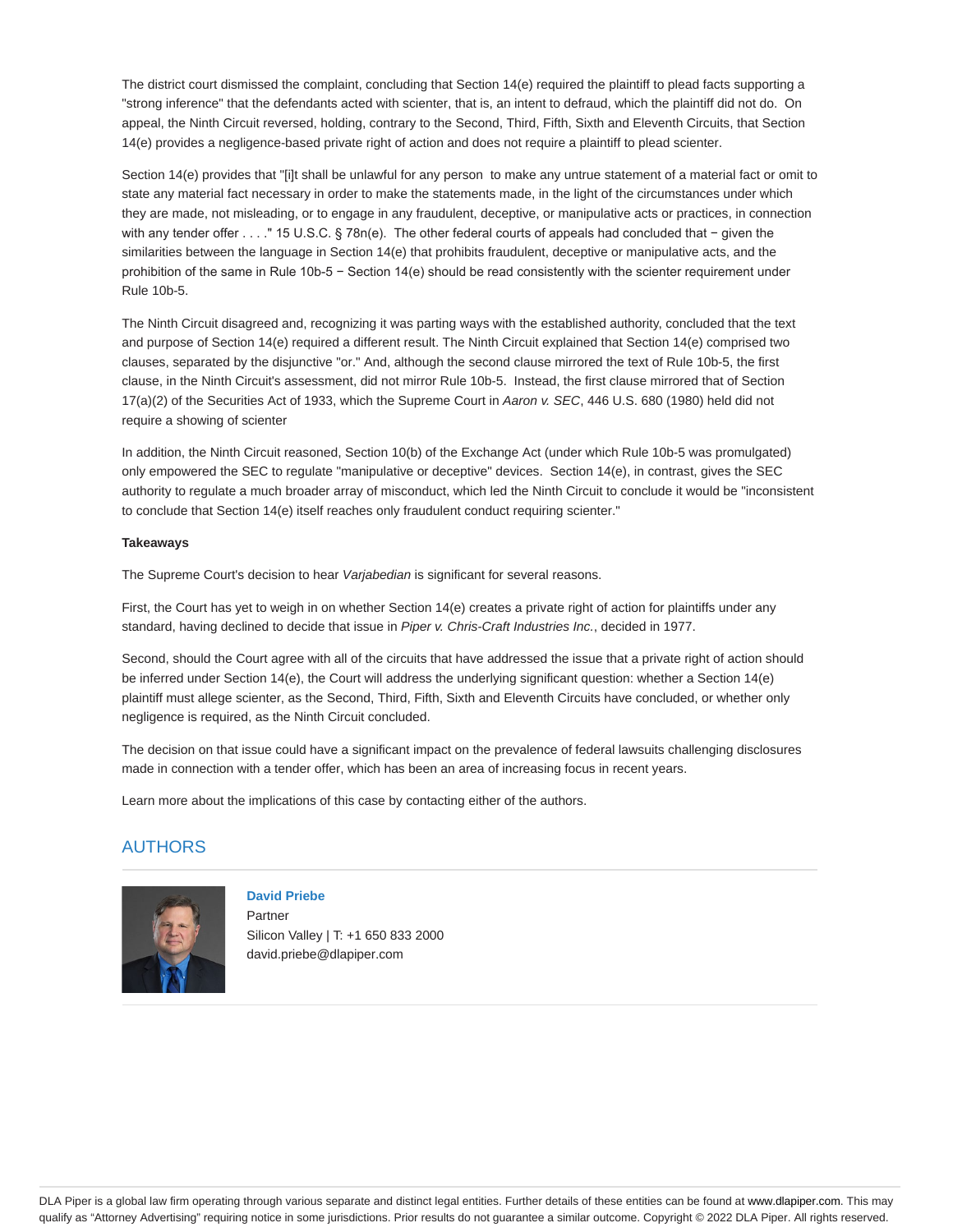The district court dismissed the complaint, concluding that Section 14(e) required the plaintiff to plead facts supporting a "strong inference" that the defendants acted with scienter, that is, an intent to defraud, which the plaintiff did not do. On appeal, the Ninth Circuit reversed, holding, contrary to the Second, Third, Fifth, Sixth and Eleventh Circuits, that Section 14(e) provides a negligence-based private right of action and does not require a plaintiff to plead scienter.

Section 14(e) provides that "[i]t shall be unlawful for any person to make any untrue statement of a material fact or omit to state any material fact necessary in order to make the statements made, in the light of the circumstances under which they are made, not misleading, or to engage in any fraudulent, deceptive, or manipulative acts or practices, in connection with any tender offer . . . ." 15 U.S.C. § 78n(e). The other federal courts of appeals had concluded that − given the similarities between the language in Section 14(e) that prohibits fraudulent, deceptive or manipulative acts, and the prohibition of the same in Rule 10b-5 − Section 14(e) should be read consistently with the scienter requirement under Rule 10b-5.

The Ninth Circuit disagreed and, recognizing it was parting ways with the established authority, concluded that the text and purpose of Section 14(e) required a different result. The Ninth Circuit explained that Section 14(e) comprised two clauses, separated by the disjunctive "or." And, although the second clause mirrored the text of Rule 10b-5, the first clause, in the Ninth Circuit's assessment, did not mirror Rule 10b-5. Instead, the first clause mirrored that of Section 17(a)(2) of the Securities Act of 1933, which the Supreme Court in *Aaron v. SEC*, 446 U.S. 680 (1980) held did not require a showing of scienter

In addition, the Ninth Circuit reasoned, Section 10(b) of the Exchange Act (under which Rule 10b-5 was promulgated) only empowered the SEC to regulate "manipulative or deceptive" devices. Section 14(e), in contrast, gives the SEC authority to regulate a much broader array of misconduct, which led the Ninth Circuit to conclude it would be "inconsistent to conclude that Section 14(e) itself reaches only fraudulent conduct requiring scienter."

**Takeaways**

The Supreme Court's decision to hear *Varjabedian* is significant for several reasons.

First, the Court has yet to weigh in on whether Section 14(e) creates a private right of action for plaintiffs under any standard, having declined to decide that issue in *Piper v. Chris-Craft Industries Inc.*, decided in 1977.

Second, should the Court agree with all of the circuits that have addressed the issue that a private right of action should be inferred under Section 14(e), the Court will address the underlying significant question: whether a Section 14(e) plaintiff must allege scienter, as the Second, Third, Fifth, Sixth and Eleventh Circuits have concluded, or whether only negligence is required, as the Ninth Circuit concluded.

The decision on that issue could have a significant impact on the prevalence of federal lawsuits challenging disclosures made in connection with a tender offer, which has been an area of increasing focus in recent years.

Learn more about the implications of this case by contacting either of the authors.

## AUTHORS

**David Priebe**
Partner
Silicon Valley | T: +1 650 833 2000
david.priebe@dlapiper.com

DLA Piper is a global law firm operating through various separate and distinct legal entities. Further details of these entities can be found at www.dlapiper.com. This may qualify as "Attorney Advertising" requiring notice in some jurisdictions. Prior results do not guarantee a similar outcome. Copyright © 2022 DLA Piper. All rights reserved.